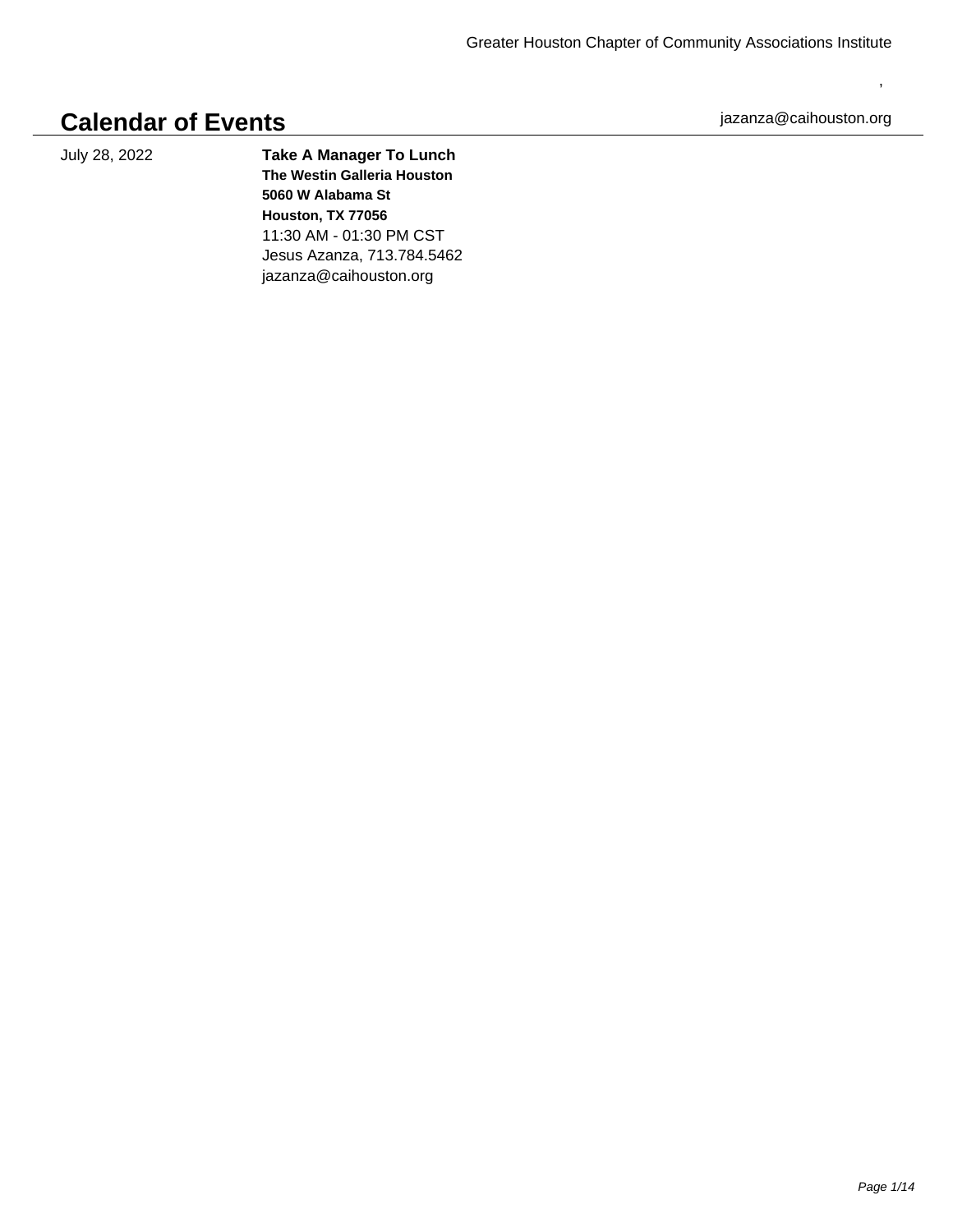Greater Houston Chapter of Community Associations Institute

,

# Calendar of Events

jazanza@caihouston.org

July 28, 2022

**Take A Manager To Lunch**
**The Westin Galleria Houston**
**5060 W Alabama St**
**Houston, TX 77056**
11:30 AM - 01:30 PM CST
Jesus Azanza, 713.784.5462
jazanza@caihouston.org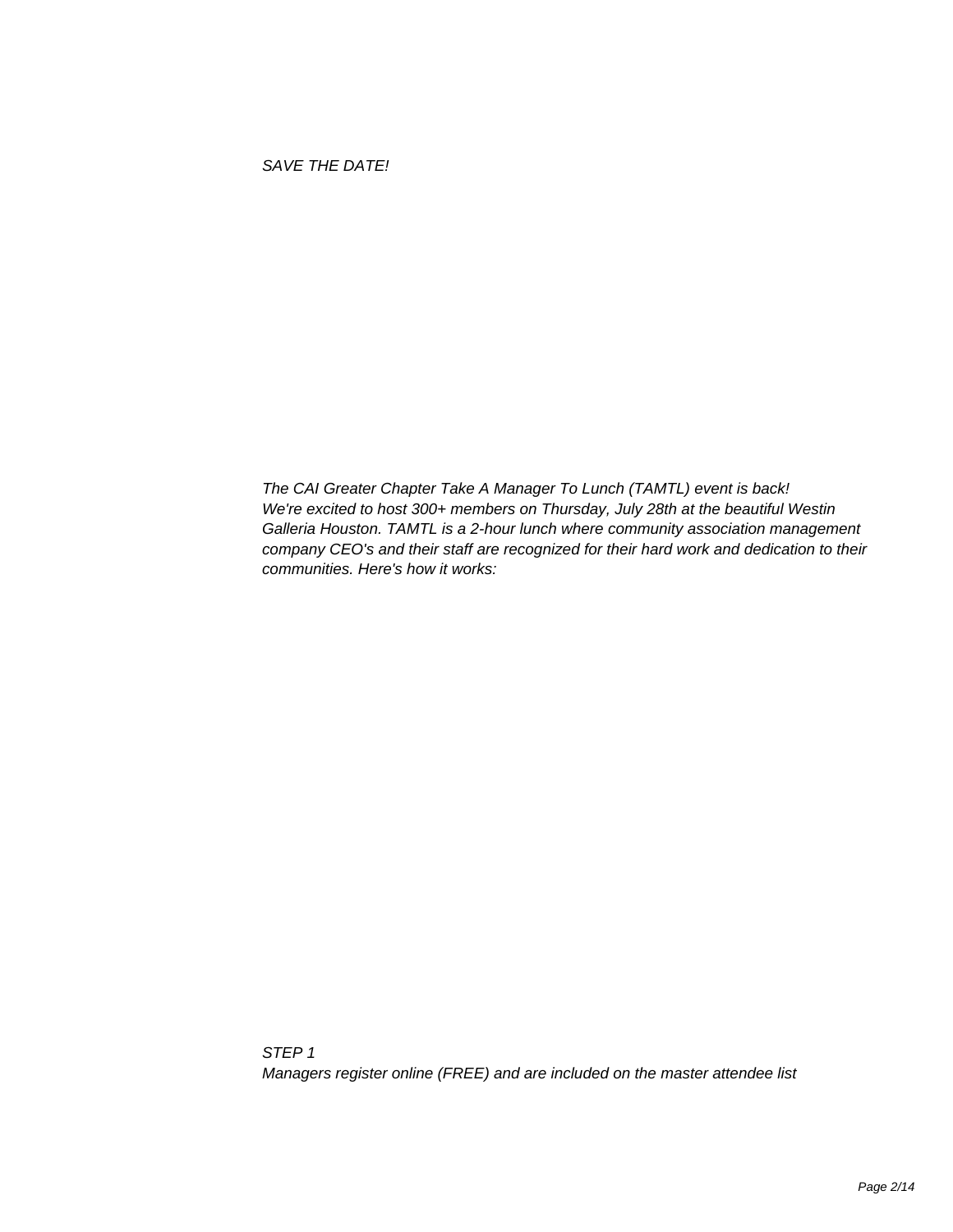*SAVE THE DATE!*

*The CAI Greater Chapter Take A Manager To Lunch (TAMTL) event is back! We're excited to host 300+ members on Thursday, July 28th at the beautiful Westin Galleria Houston. TAMTL is a 2-hour lunch where community association management company CEO's and their staff are recognized for their hard work and dedication to their communities. Here's how it works:*

*STEP 1*

*Managers register online (FREE) and are included on the master attendee list*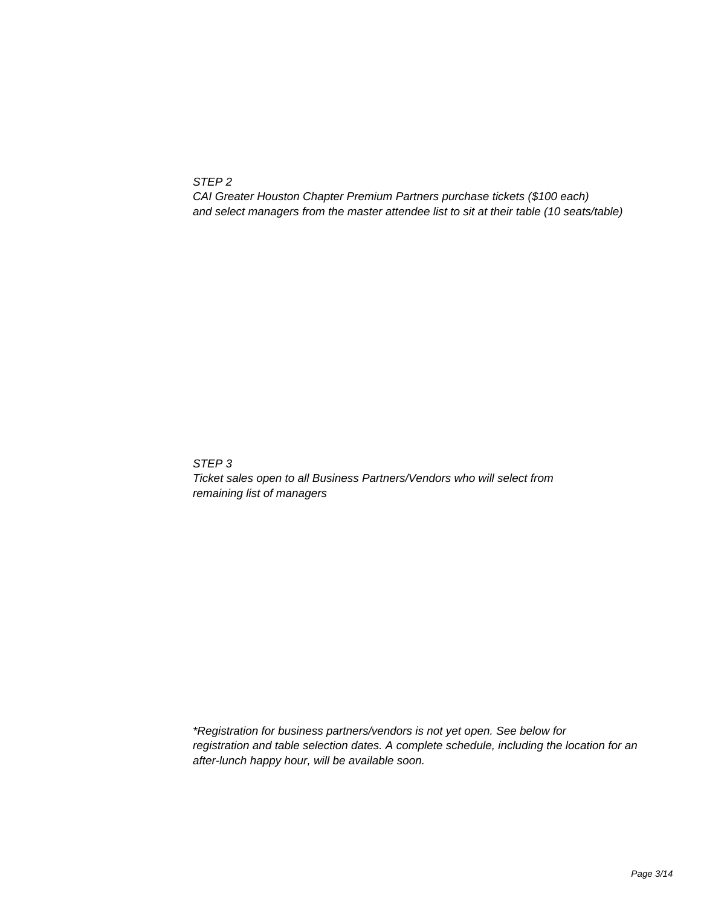*STEP 2*
*CAI Greater Houston Chapter Premium Partners purchase tickets ($100 each) and select managers from the master attendee list to sit at their table (10 seats/table)*

*STEP 3*
*Ticket sales open to all Business Partners/Vendors who will select from remaining list of managers*

**Registration for business partners/vendors is not yet open. See below for registration and table selection dates. A complete schedule, including the location for an after-lunch happy hour, will be available soon.*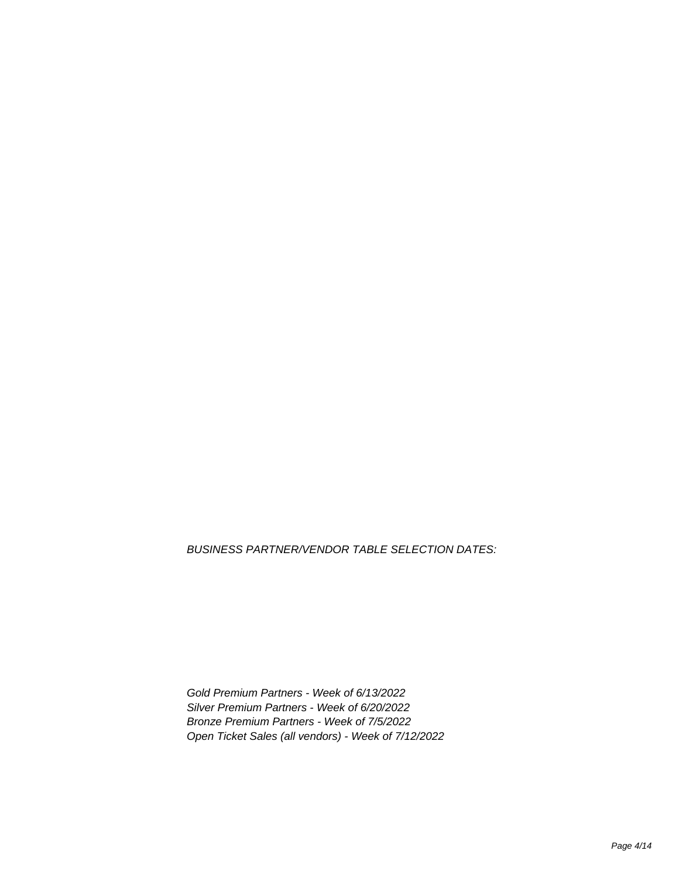*BUSINESS PARTNER/VENDOR TABLE SELECTION DATES:*

*Gold Premium Partners - Week of 6/13/2022*
*Silver Premium Partners - Week of 6/20/2022*
*Bronze Premium Partners - Week of 7/5/2022*
*Open Ticket Sales (all vendors) - Week of 7/12/2022*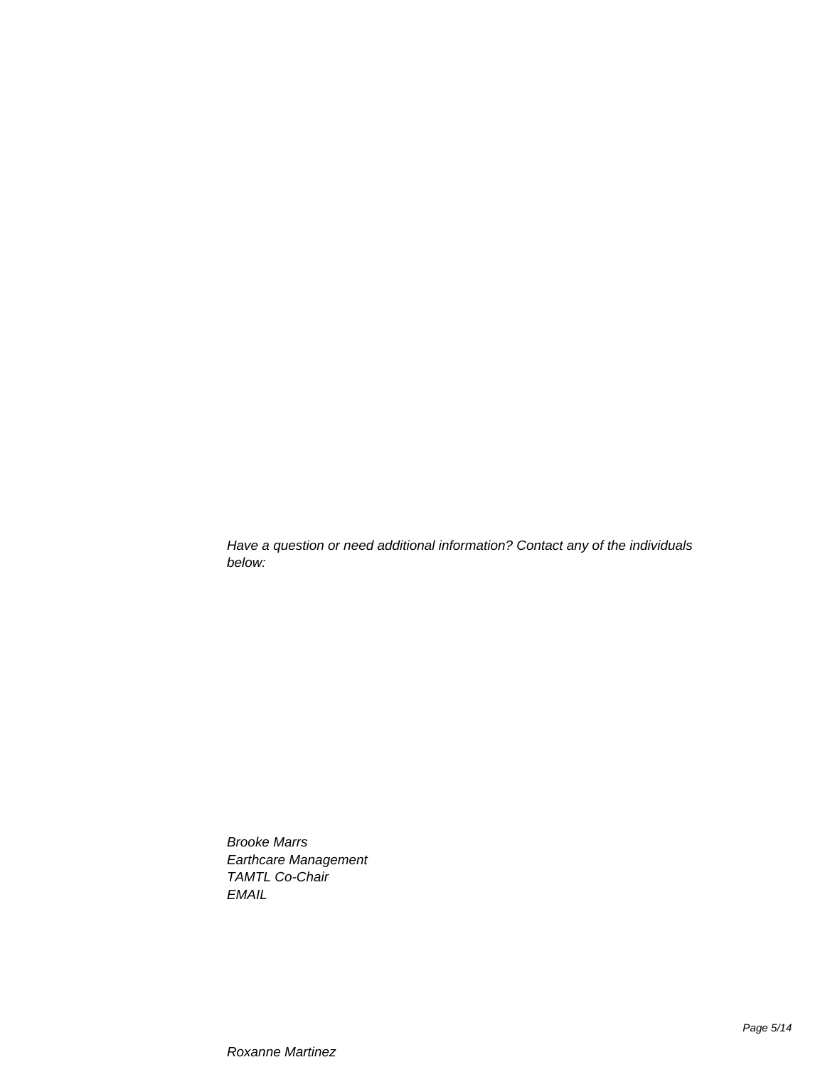*Have a question or need additional information? Contact any of the individuals below:*

*Brooke Marrs*  
*Earthcare Management*  
*TAMTL Co-Chair*  
*EMAIL*

*Roxanne Martinez*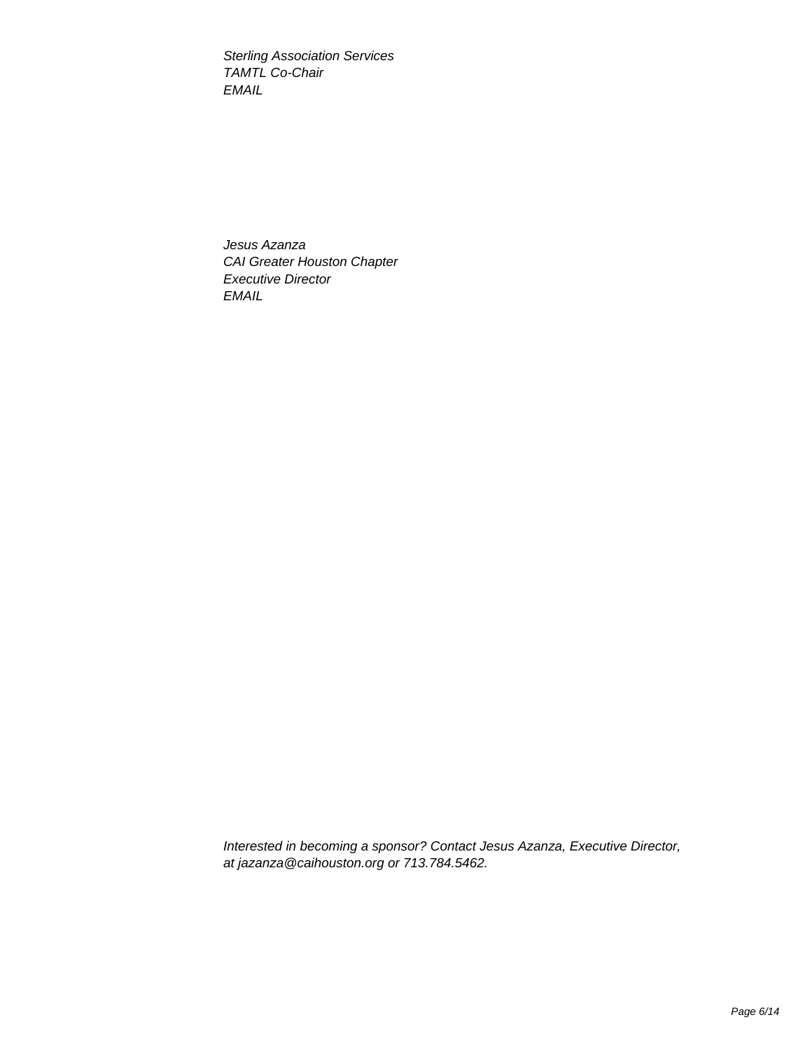*Sterling Association Services*
*TAMTL Co-Chair*
*EMAIL*

*Jesus Azanza*
*CAI Greater Houston Chapter*
*Executive Director*
*EMAIL*

*Interested in becoming a sponsor? Contact Jesus Azanza, Executive Director, at jazanza@caihouston.org or 713.784.5462.*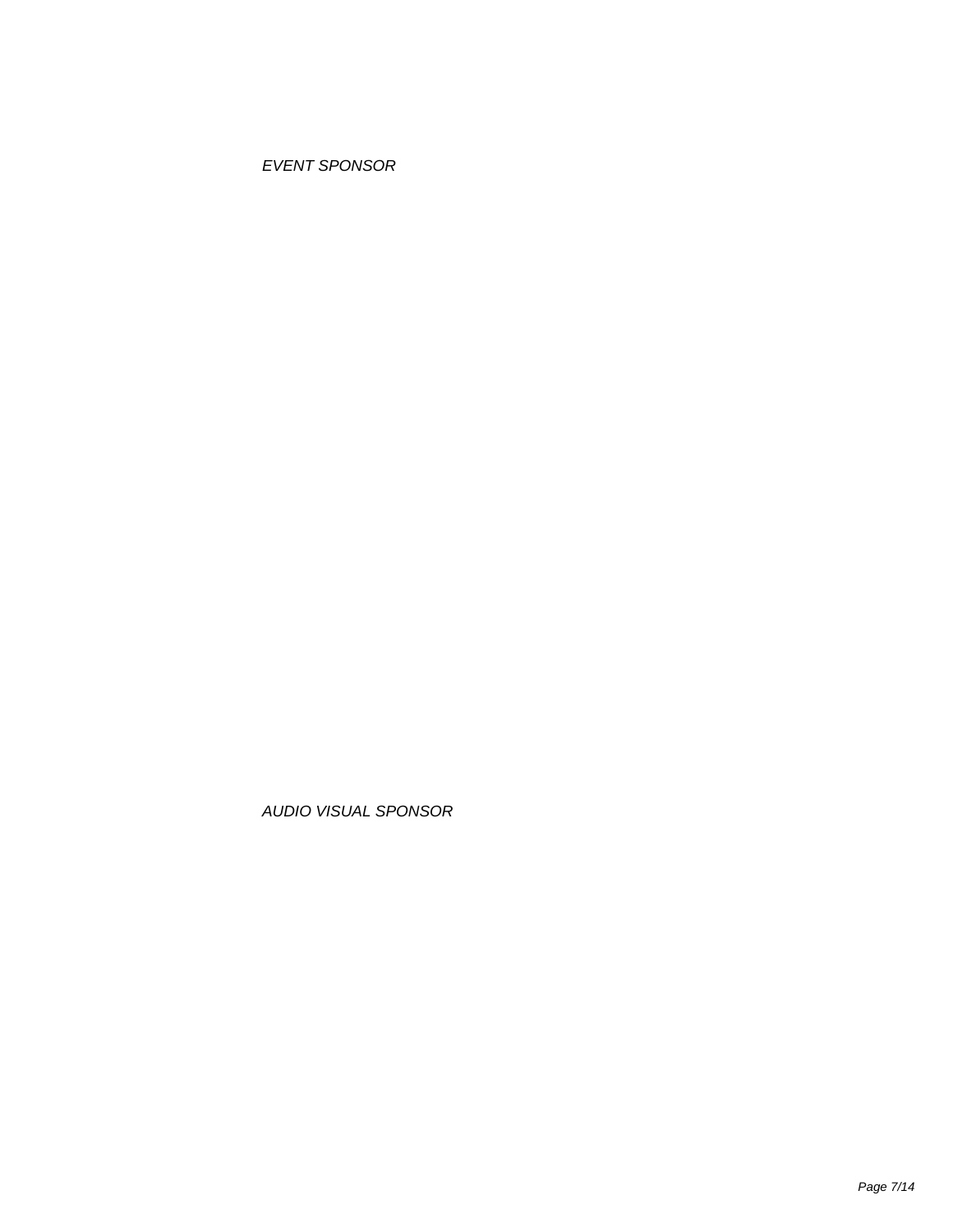*EVENT SPONSOR*

*AUDIO VISUAL SPONSOR*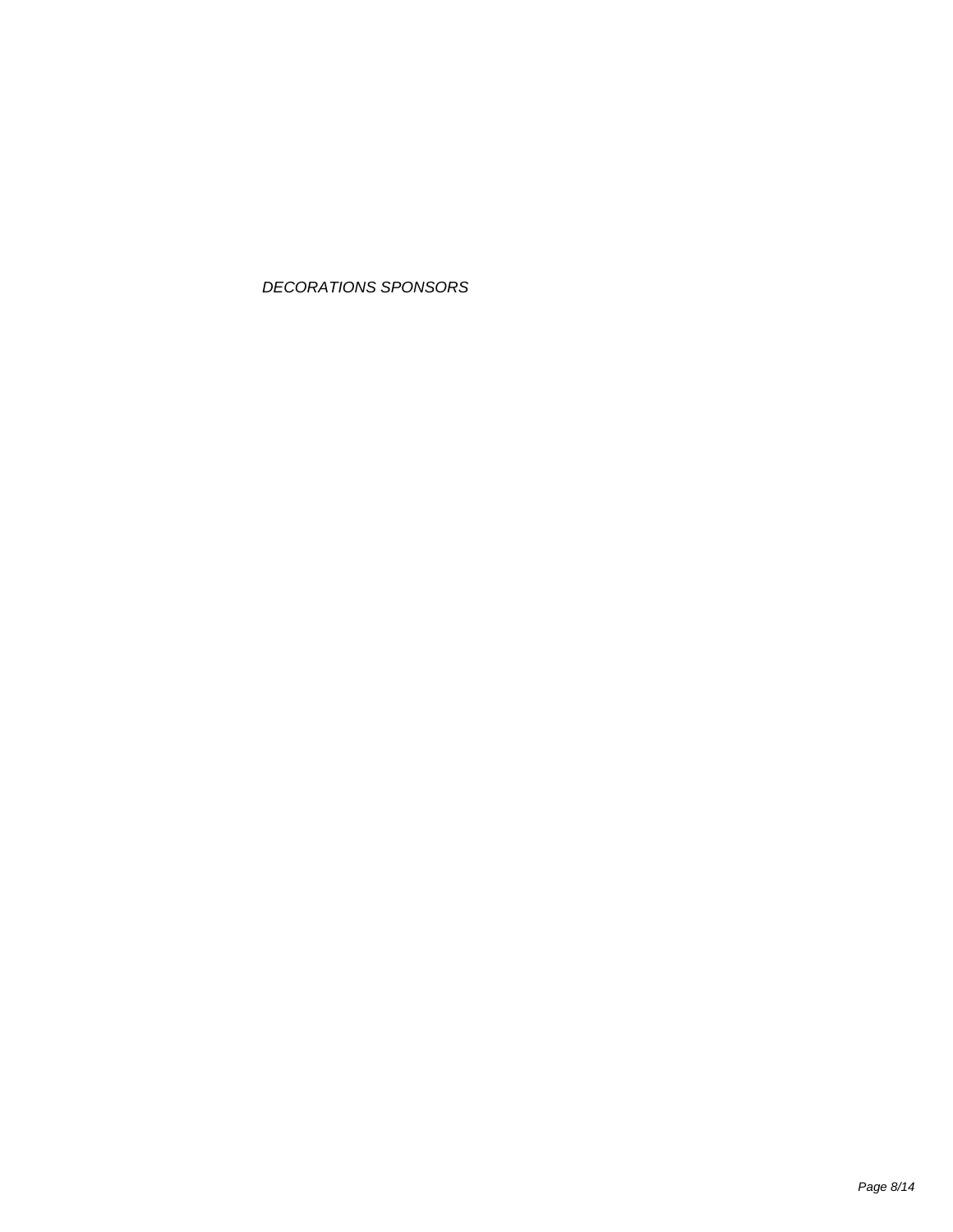*DECORATIONS SPONSORS*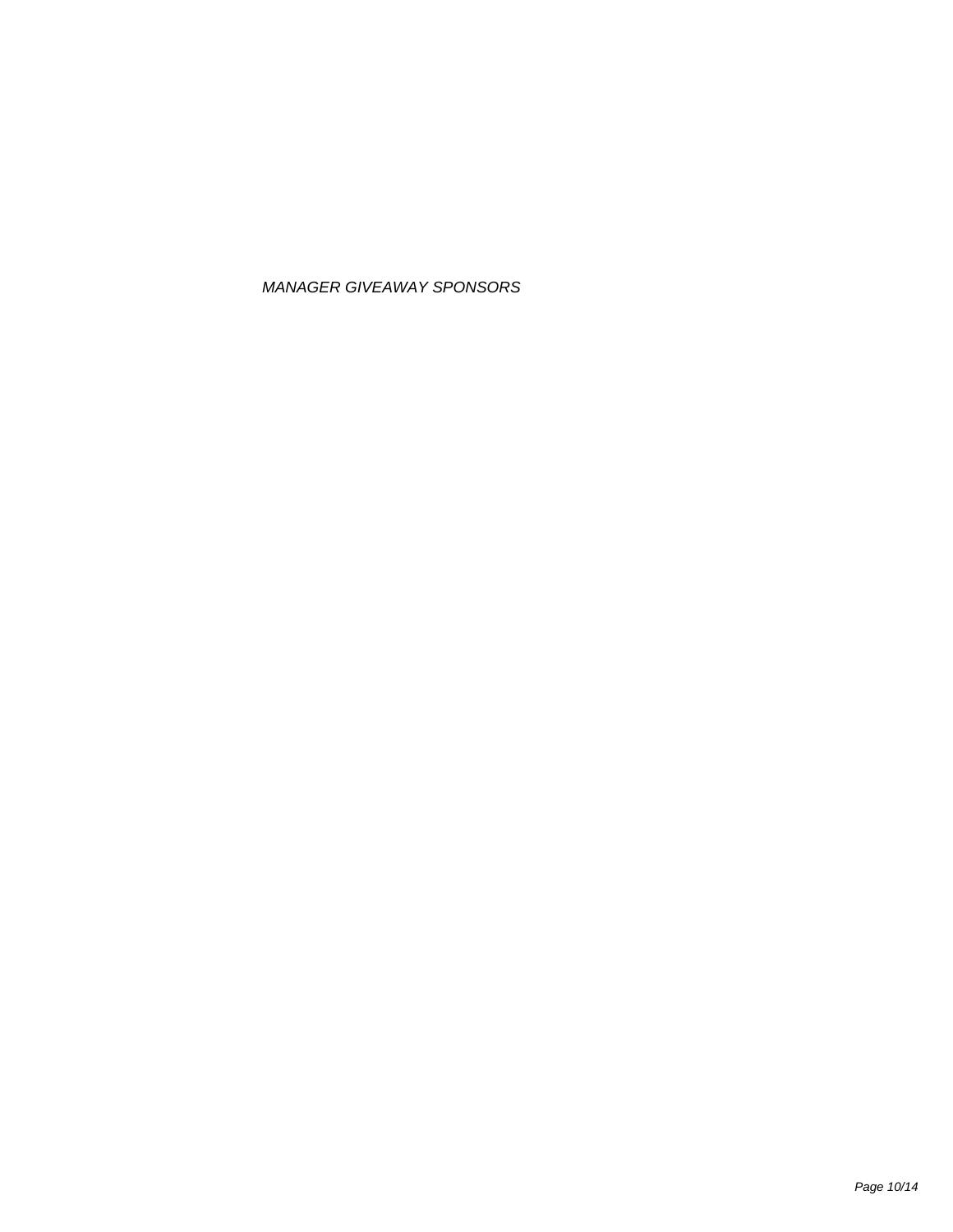*MANAGER GIVEAWAY SPONSORS*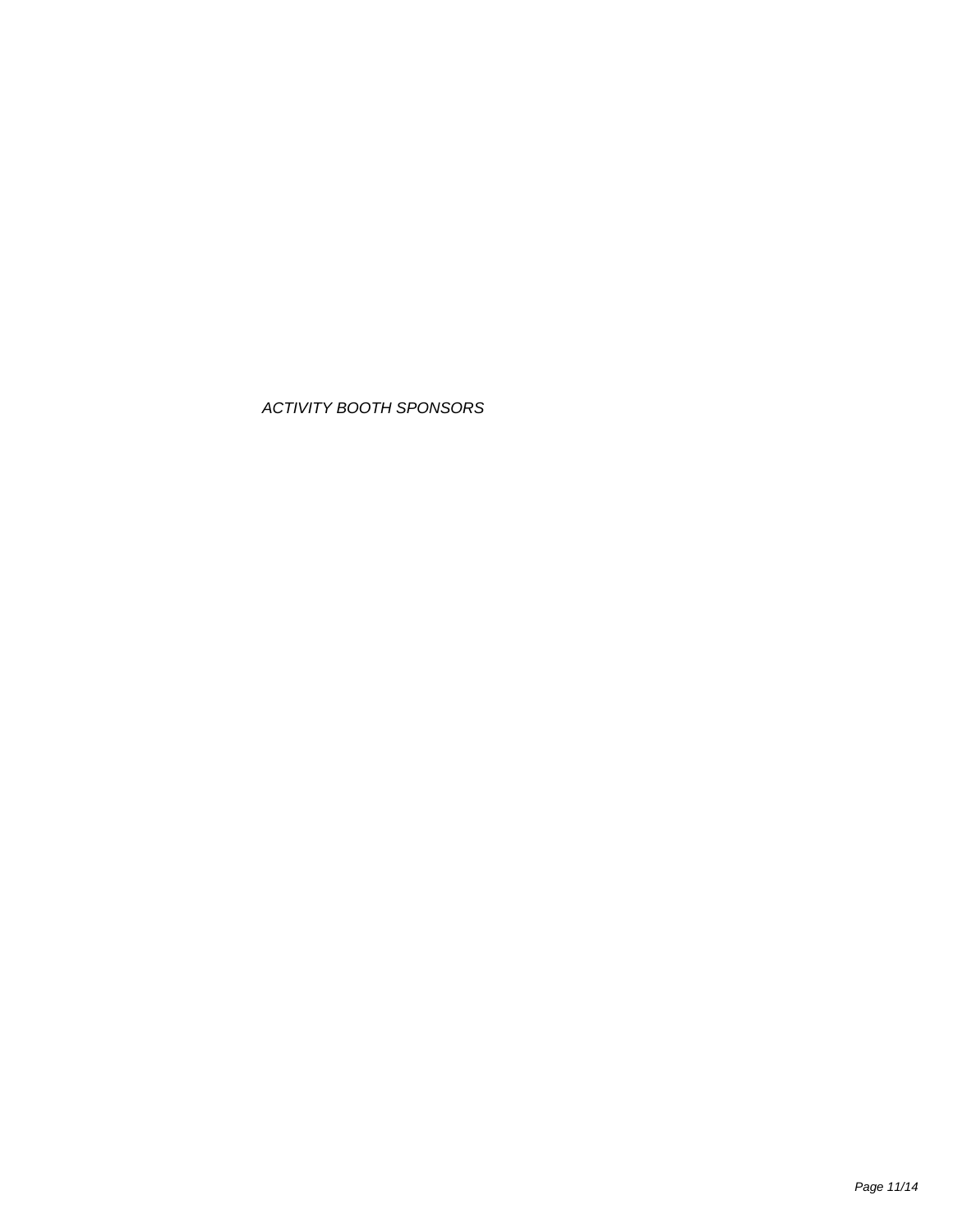*ACTIVITY BOOTH SPONSORS*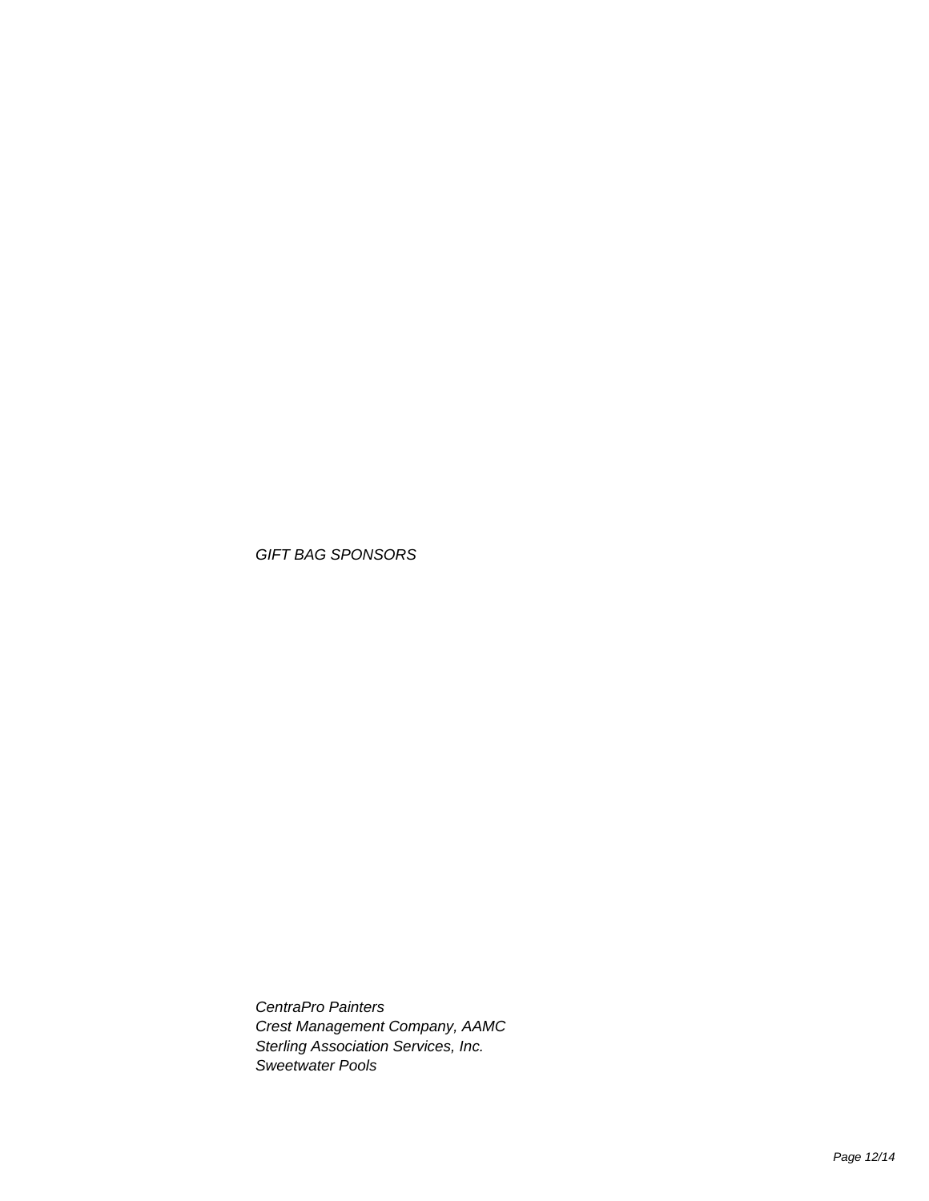*GIFT BAG SPONSORS*

*CentraPro Painters*
*Crest Management Company, AAMC*
*Sterling Association Services, Inc.*
*Sweetwater Pools*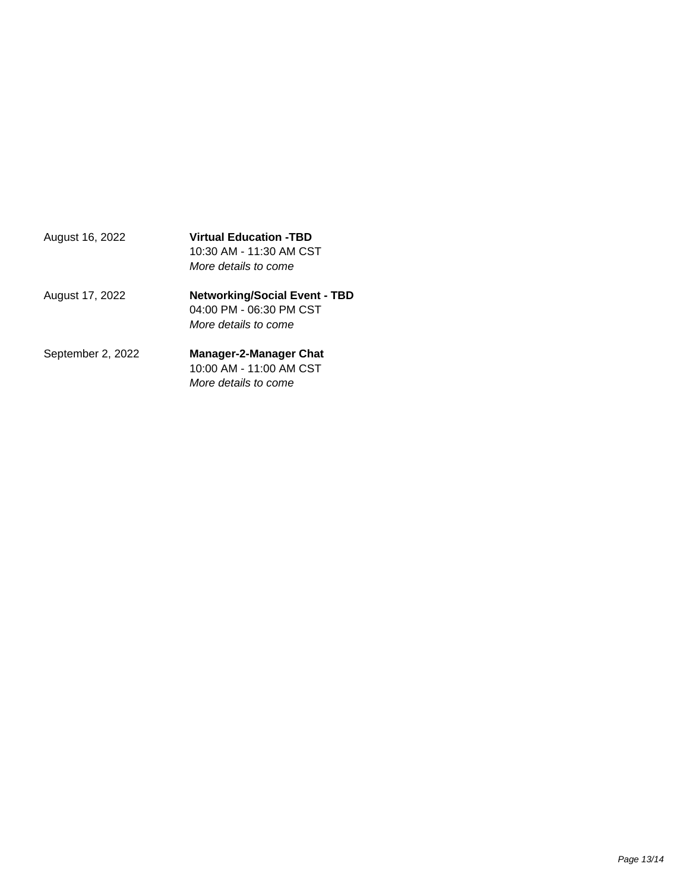August 16, 2022

**Virtual Education -TBD**
10:30 AM - 11:30 AM CST
*More details to come*

August 17, 2022

**Networking/Social Event - TBD**
04:00 PM - 06:30 PM CST
*More details to come*

September 2, 2022

**Manager-2-Manager Chat**
10:00 AM - 11:00 AM CST
*More details to come*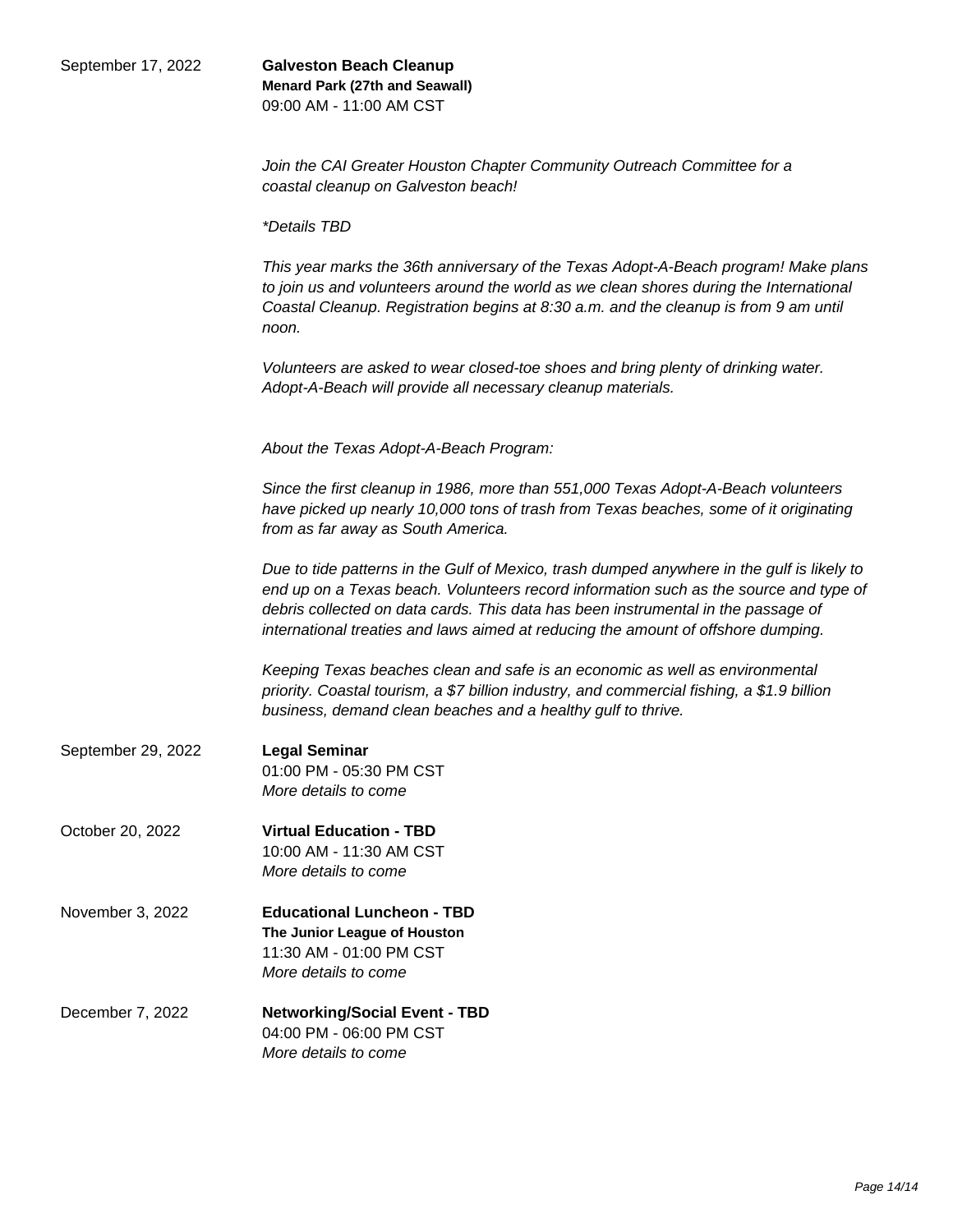September 17, 2022

**Galveston Beach Cleanup**
**Menard Park (27th and Seawall)**
09:00 AM - 11:00 AM CST

*Join the CAI Greater Houston Chapter Community Outreach Committee for a coastal cleanup on Galveston beach!*

**Details TBD*

*This year marks the 36th anniversary of the Texas Adopt-A-Beach program! Make plans to join us and volunteers around the world as we clean shores during the International Coastal Cleanup. Registration begins at 8:30 a.m. and the cleanup is from 9 am until noon.*

*Volunteers are asked to wear closed-toe shoes and bring plenty of drinking water. Adopt-A-Beach will provide all necessary cleanup materials.*

*About the Texas Adopt-A-Beach Program:*

*Since the first cleanup in 1986, more than 551,000 Texas Adopt-A-Beach volunteers have picked up nearly 10,000 tons of trash from Texas beaches, some of it originating from as far away as South America.*

*Due to tide patterns in the Gulf of Mexico, trash dumped anywhere in the gulf is likely to end up on a Texas beach. Volunteers record information such as the source and type of debris collected on data cards. This data has been instrumental in the passage of international treaties and laws aimed at reducing the amount of offshore dumping.*

*Keeping Texas beaches clean and safe is an economic as well as environmental priority. Coastal tourism, a $7 billion industry, and commercial fishing, a $1.9 billion business, demand clean beaches and a healthy gulf to thrive.*

September 29, 2022

**Legal Seminar**
01:00 PM - 05:30 PM CST
*More details to come*

October 20, 2022

**Virtual Education - TBD**
10:00 AM - 11:30 AM CST
*More details to come*

November 3, 2022

**Educational Luncheon - TBD**
**The Junior League of Houston**
11:30 AM - 01:00 PM CST
*More details to come*

December 7, 2022

**Networking/Social Event - TBD**
04:00 PM - 06:00 PM CST
*More details to come*